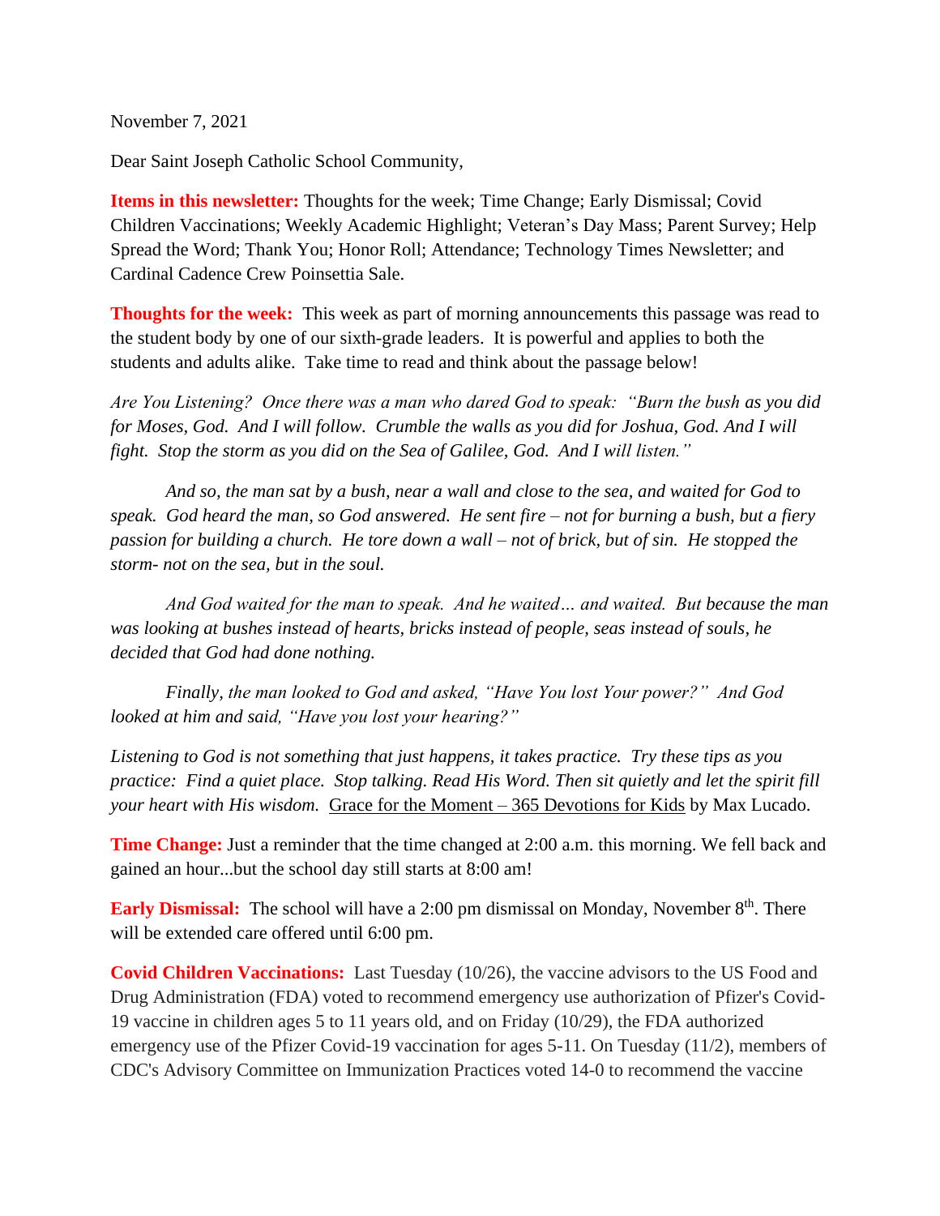November 7, 2021

Dear Saint Joseph Catholic School Community,

**Items in this newsletter:** Thoughts for the week; Time Change; Early Dismissal; Covid Children Vaccinations; Weekly Academic Highlight; Veteran's Day Mass; Parent Survey; Help Spread the Word; Thank You; Honor Roll; Attendance; Technology Times Newsletter; and Cardinal Cadence Crew Poinsettia Sale.

**Thoughts for the week:** This week as part of morning announcements this passage was read to the student body by one of our sixth-grade leaders. It is powerful and applies to both the students and adults alike. Take time to read and think about the passage below!

*Are You Listening? Once there was a man who dared God to speak: "Burn the bush as you did for Moses, God. And I will follow. Crumble the walls as you did for Joshua, God. And I will fight. Stop the storm as you did on the Sea of Galilee, God. And I will listen."*

*And so, the man sat by a bush, near a wall and close to the sea, and waited for God to speak. God heard the man, so God answered. He sent fire – not for burning a bush, but a fiery passion for building a church. He tore down a wall – not of brick, but of sin. He stopped the storm- not on the sea, but in the soul.*

*And God waited for the man to speak. And he waited… and waited. But because the man was looking at bushes instead of hearts, bricks instead of people, seas instead of souls, he decided that God had done nothing.*

*Finally, the man looked to God and asked, "Have You lost Your power?" And God looked at him and said, "Have you lost your hearing?"*

*Listening to God is not something that just happens, it takes practice. Try these tips as you practice: Find a quiet place. Stop talking. Read His Word. Then sit quietly and let the spirit fill your heart with His wisdom.* Grace for the Moment – 365 Devotions for Kids by Max Lucado.

**Time Change:** Just a reminder that the time changed at 2:00 a.m. this morning. We fell back and gained an hour...but the school day still starts at 8:00 am!

**Early Dismissal:** The school will have a 2:00 pm dismissal on Monday, November 8th. There will be extended care offered until 6:00 pm.

**Covid Children Vaccinations:** Last Tuesday (10/26), the vaccine advisors to the US Food and Drug Administration (FDA) voted to recommend emergency use authorization of Pfizer's Covid-19 vaccine in children ages 5 to 11 years old, and on Friday (10/29), the FDA authorized emergency use of the Pfizer Covid-19 vaccination for ages 5-11. On Tuesday (11/2), members of CDC's Advisory Committee on Immunization Practices voted 14-0 to recommend the vaccine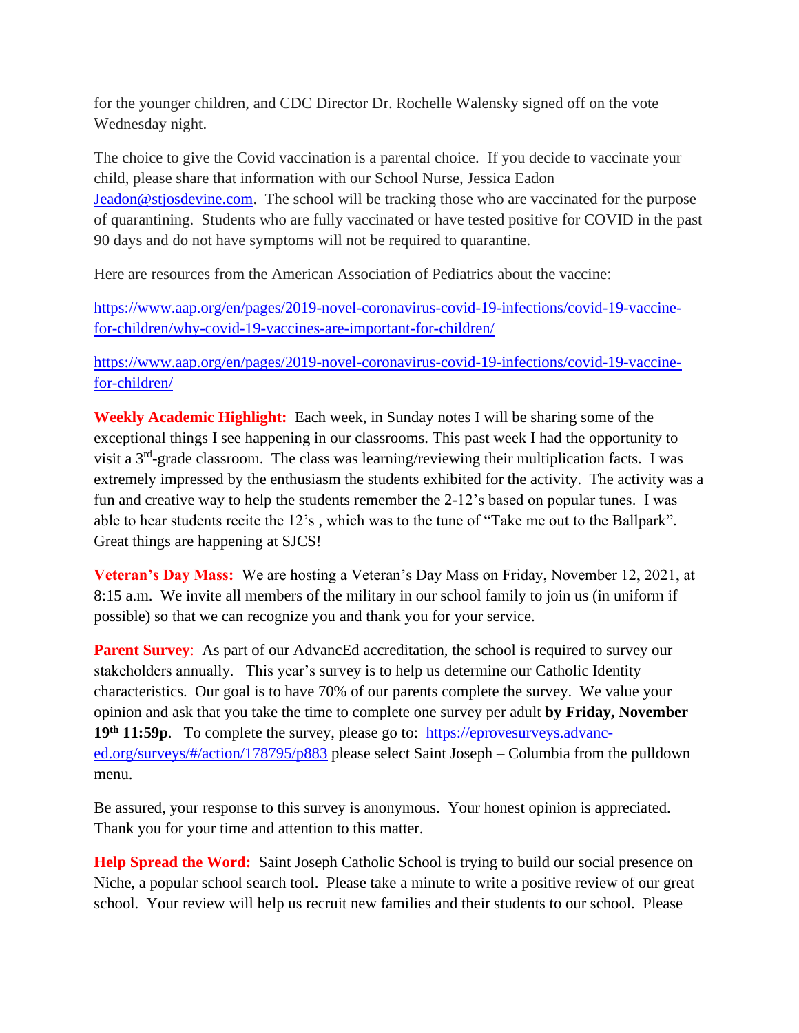for the younger children, and CDC Director Dr. Rochelle Walensky signed off on the vote Wednesday night.

The choice to give the Covid vaccination is a parental choice. If you decide to vaccinate your child, please share that information with our School Nurse, Jessica Eadon [Jeadon@stjosdevine.com](mailto:Jeadon@stjosdevine.com). The school will be tracking those who are vaccinated for the purpose of quarantining. Students who are fully vaccinated or have tested positive for COVID in the past 90 days and do not have symptoms will not be required to quarantine.

Here are resources from the American Association of Pediatrics about the vaccine:

[https://www.aap.org/en/pages/2019-novel-coronavirus-covid-19-infections/covid-19-vaccine-for-children/why-covid-19-vaccines-are-important-for-children/](https://www.aap.org/en/pages/2019-novel-coronavirus-covid-19-infections/covid-19-vaccine-for-children/why-covid-19-vaccines-are-important-for-children/)

[https://www.aap.org/en/pages/2019-novel-coronavirus-covid-19-infections/covid-19-vaccine-for-children/](https://www.aap.org/en/pages/2019-novel-coronavirus-covid-19-infections/covid-19-vaccine-for-children/)

**Weekly Academic Highlight:** Each week, in Sunday notes I will be sharing some of the exceptional things I see happening in our classrooms. This past week I had the opportunity to visit a 3rd-grade classroom. The class was learning/reviewing their multiplication facts. I was extremely impressed by the enthusiasm the students exhibited for the activity. The activity was a fun and creative way to help the students remember the 2-12's based on popular tunes. I was able to hear students recite the 12's , which was to the tune of "Take me out to the Ballpark". Great things are happening at SJCS!

**Veteran's Day Mass:** We are hosting a Veteran's Day Mass on Friday, November 12, 2021, at 8:15 a.m. We invite all members of the military in our school family to join us (in uniform if possible) so that we can recognize you and thank you for your service.

**Parent Survey**: As part of our AdvancEd accreditation, the school is required to survey our stakeholders annually. This year's survey is to help us determine our Catholic Identity characteristics. Our goal is to have 70% of our parents complete the survey. We value your opinion and ask that you take the time to complete one survey per adult **by Friday, November 19th 11:59p**. To complete the survey, please go to: [https://eprovesurveys.advanc-ed.org/surveys/#/action/178795/p883](https://eprovesurveys.advanc-ed.org/surveys/#/action/178795/p883) please select Saint Joseph – Columbia from the pulldown menu.

Be assured, your response to this survey is anonymous. Your honest opinion is appreciated. Thank you for your time and attention to this matter.

**Help Spread the Word:** Saint Joseph Catholic School is trying to build our social presence on Niche, a popular school search tool. Please take a minute to write a positive review of our great school. Your review will help us recruit new families and their students to our school. Please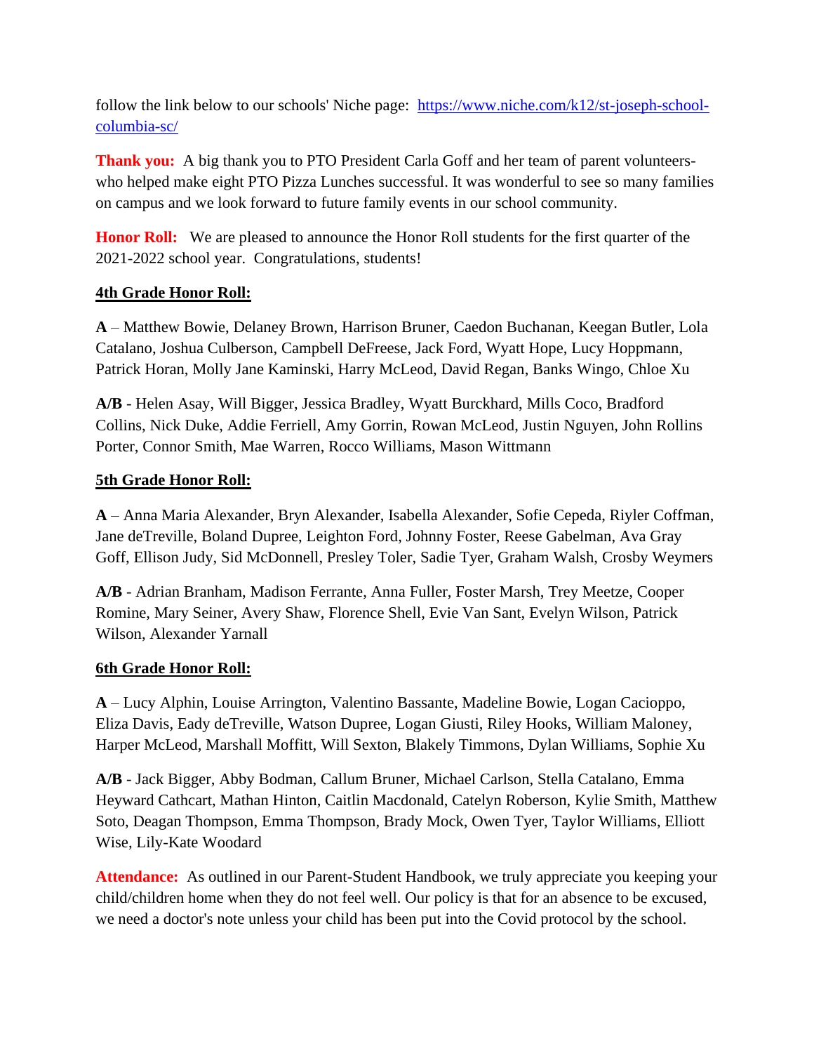follow the link below to our schools' Niche page: [https://www.niche.com/k12/st-joseph-school-columbia-sc/](https://www.niche.com/k12/st-joseph-school-columbia-sc/)

**Thank you:** A big thank you to PTO President Carla Goff and her team of parent volunteers- who helped make eight PTO Pizza Lunches successful. It was wonderful to see so many families on campus and we look forward to future family events in our school community.

**Honor Roll:** We are pleased to announce the Honor Roll students for the first quarter of the 2021-2022 school year. Congratulations, students!

**4th Grade Honor Roll:**

**A** – Matthew Bowie, Delaney Brown, Harrison Bruner, Caedon Buchanan, Keegan Butler, Lola Catalano, Joshua Culberson, Campbell DeFreese, Jack Ford, Wyatt Hope, Lucy Hoppmann, Patrick Horan, Molly Jane Kaminski, Harry McLeod, David Regan, Banks Wingo, Chloe Xu

**A/B** - Helen Asay, Will Bigger, Jessica Bradley, Wyatt Burckhard, Mills Coco, Bradford Collins, Nick Duke, Addie Ferriell, Amy Gorrin, Rowan McLeod, Justin Nguyen, John Rollins Porter, Connor Smith, Mae Warren, Rocco Williams, Mason Wittmann

**5th Grade Honor Roll:**

**A** – Anna Maria Alexander, Bryn Alexander, Isabella Alexander, Sofie Cepeda, Riyler Coffman, Jane deTreville, Boland Dupree, Leighton Ford, Johnny Foster, Reese Gabelman, Ava Gray Goff, Ellison Judy, Sid McDonnell, Presley Toler, Sadie Tyer, Graham Walsh, Crosby Weymers

**A/B** - Adrian Branham, Madison Ferrante, Anna Fuller, Foster Marsh, Trey Meetze, Cooper Romine, Mary Seiner, Avery Shaw, Florence Shell, Evie Van Sant, Evelyn Wilson, Patrick Wilson, Alexander Yarnall

**6th Grade Honor Roll:**

**A** – Lucy Alphin, Louise Arrington, Valentino Bassante, Madeline Bowie, Logan Cacioppo, Eliza Davis, Eady deTreville, Watson Dupree, Logan Giusti, Riley Hooks, William Maloney, Harper McLeod, Marshall Moffitt, Will Sexton, Blakely Timmons, Dylan Williams, Sophie Xu

**A/B** - Jack Bigger, Abby Bodman, Callum Bruner, Michael Carlson, Stella Catalano, Emma Heyward Cathcart, Mathan Hinton, Caitlin Macdonald, Catelyn Roberson, Kylie Smith, Matthew Soto, Deagan Thompson, Emma Thompson, Brady Mock, Owen Tyer, Taylor Williams, Elliott Wise, Lily-Kate Woodard

**Attendance:** As outlined in our Parent-Student Handbook, we truly appreciate you keeping your child/children home when they do not feel well. Our policy is that for an absence to be excused, we need a doctor's note unless your child has been put into the Covid protocol by the school.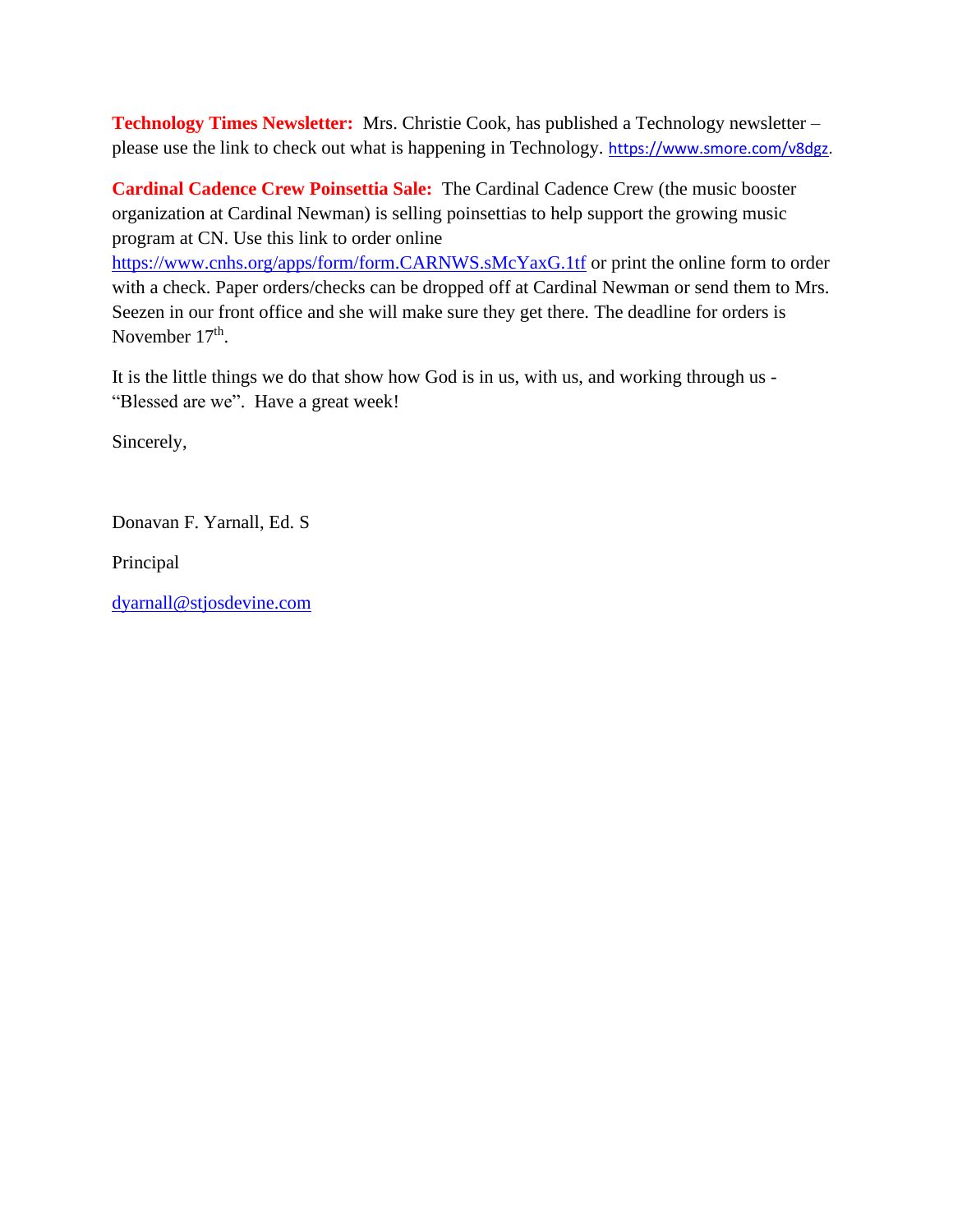**Technology Times Newsletter:** Mrs. Christie Cook, has published a Technology newsletter – please use the link to check out what is happening in Technology. https://www.smore.com/v8dgz.

**Cardinal Cadence Crew Poinsettia Sale:** The Cardinal Cadence Crew (the music booster organization at Cardinal Newman) is selling poinsettias to help support the growing music program at CN. Use this link to order online https://www.cnhs.org/apps/form/form.CARNWS.sMcYaxG.1tf or print the online form to order with a check. Paper orders/checks can be dropped off at Cardinal Newman or send them to Mrs. Seezen in our front office and she will make sure they get there. The deadline for orders is November 17th.

It is the little things we do that show how God is in us, with us, and working through us - "Blessed are we". Have a great week!

Sincerely,

Donavan F. Yarnall, Ed. S

Principal

dyarnall@stjosdevine.com